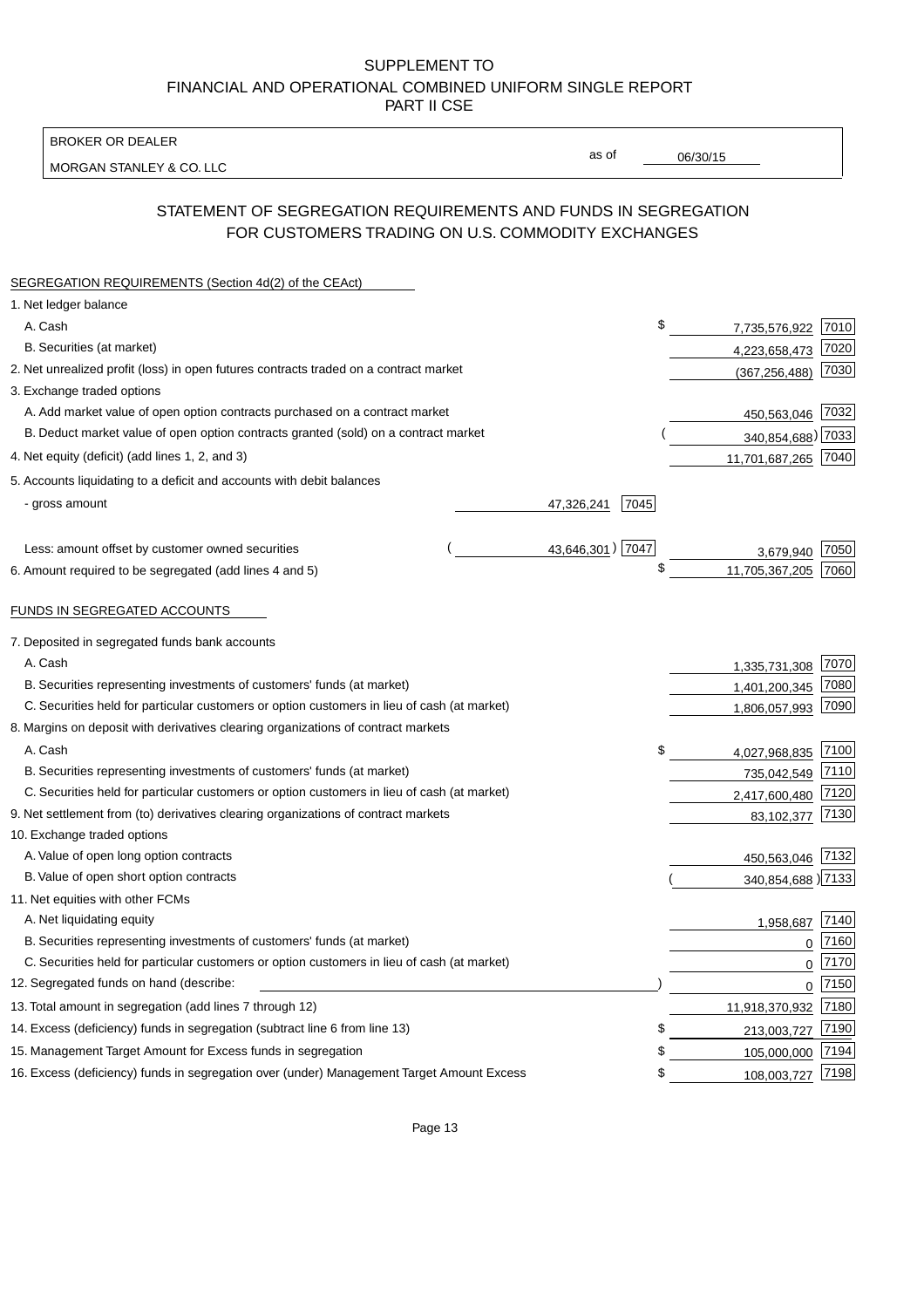# SUPPLEMENT TO FINANCIAL AND OPERATIONAL COMBINED UNIFORM SINGLE REPORT PART II CSE

BROKER OR DEALER

MORGAN STANLEY & CO. LLC

as of 06/30/15

## STATEMENT OF SEGREGATION REQUIREMENTS AND FUNDS IN SEGREGATION FOR CUSTOMERS TRADING ON U.S. COMMODITY EXCHANGES

**SEGREGATION REQUIREMENTS (Section 4d(2) of the CEAct)**

| | | | | |
|---|---|---|---|---|
| 1. Net ledger balance | | | | |
| A. Cash | | | $ 7,735,576,922 | 7010 |
| B. Securities (at market) | | | 4,223,658,473 | 7020 |
| 2. Net unrealized profit (loss) in open futures contracts traded on a contract market | | | (367,256,488) | 7030 |
| 3. Exchange traded options | | | | |
| A. Add market value of open option contracts purchased on a contract market | | | 450,563,046 | 7032 |
| B. Deduct market value of open option contracts granted (sold) on a contract market | | | (340,854,688) | 7033 |
| 4. Net equity (deficit) (add lines 1, 2, and 3) | | | 11,701,687,265 | 7040 |
| 5. Accounts liquidating to a deficit and accounts with debit balances | | | | |
| - gross amount | 47,326,241 | 7045 | | |
| Less: amount offset by customer owned securities | (43,646,301) | 7047 | 3,679,940 | 7050 |
| 6. Amount required to be segregated (add lines 4 and 5) | | | $ 11,705,367,205 | 7060 |

**FUNDS IN SEGREGATED ACCOUNTS**

| | | |
|---|---|---|
| 7. Deposited in segregated funds bank accounts | | |
| A. Cash | 1,335,731,308 | 7070 |
| B. Securities representing investments of customers' funds (at market) | 1,401,200,345 | 7080 |
| C. Securities held for particular customers or option customers in lieu of cash (at market) | 1,806,057,993 | 7090 |
| 8. Margins on deposit with derivatives clearing organizations of contract markets | | |
| A. Cash | $ 4,027,968,835 | 7100 |
| B. Securities representing investments of customers' funds (at market) | 735,042,549 | 7110 |
| C. Securities held for particular customers or option customers in lieu of cash (at market) | 2,417,600,480 | 7120 |
| 9. Net settlement from (to) derivatives clearing organizations of contract markets | 83,102,377 | 7130 |
| 10. Exchange traded options | | |
| A. Value of open long option contracts | 450,563,046 | 7132 |
| B. Value of open short option contracts | (340,854,688) | 7133 |
| 11. Net equities with other FCMs | | |
| A. Net liquidating equity | 1,958,687 | 7140 |
| B. Securities representing investments of customers' funds (at market) | 0 | 7160 |
| C. Securities held for particular customers or option customers in lieu of cash (at market) | 0 | 7170 |
| 12. Segregated funds on hand (describe: ) | 0 | 7150 |
| 13. Total amount in segregation (add lines 7 through 12) | 11,918,370,932 | 7180 |
| 14. Excess (deficiency) funds in segregation (subtract line 6 from line 13) | $ 213,003,727 | 7190 |
| 15. Management Target Amount for Excess funds in segregation | $ 105,000,000 | 7194 |
| 16. Excess (deficiency) funds in segregation over (under) Management Target Amount Excess | $ 108,003,727 | 7198 |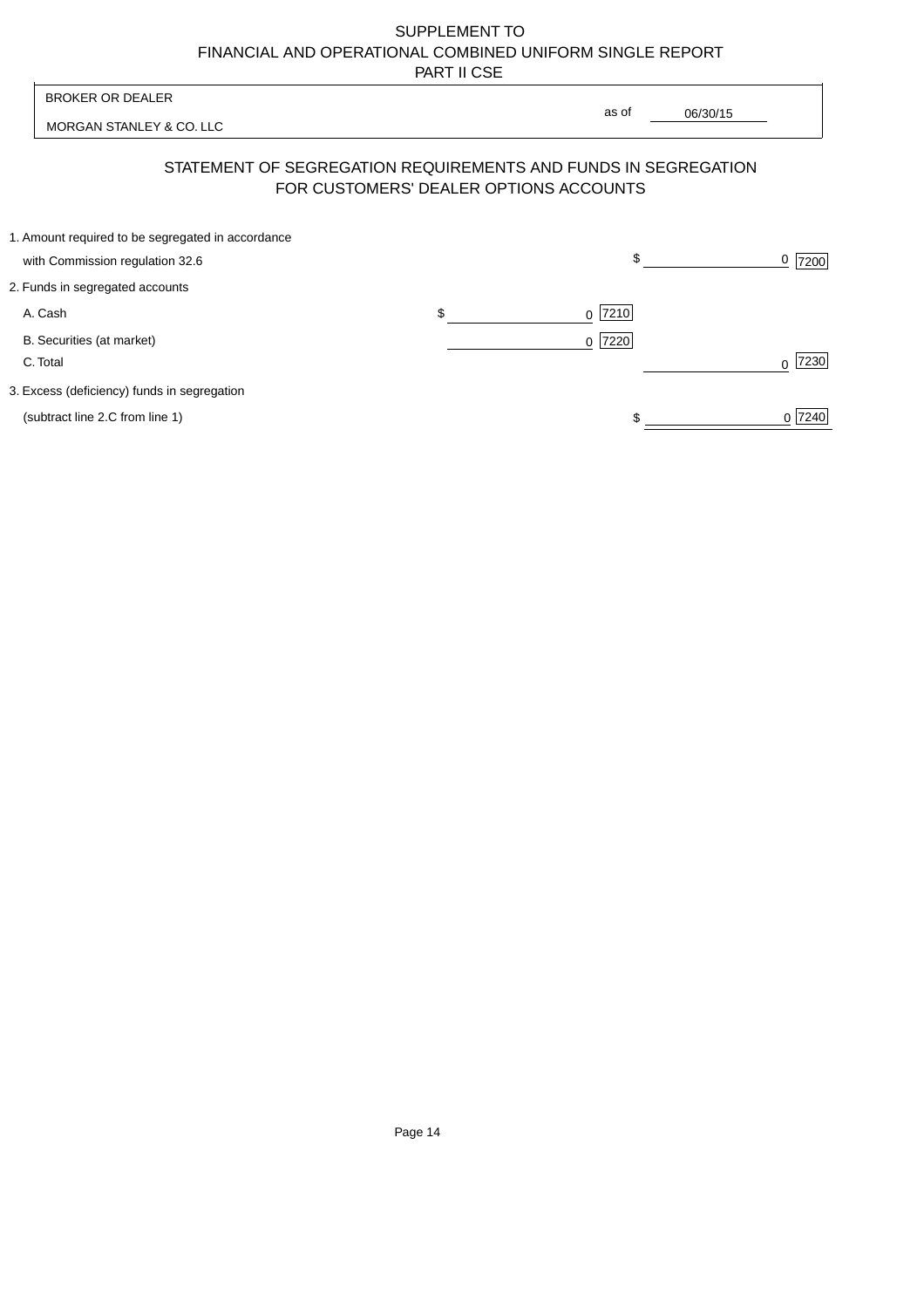SUPPLEMENT TO
FINANCIAL AND OPERATIONAL COMBINED UNIFORM SINGLE REPORT
PART II CSE

| BROKER OR DEALER | |
| --- | --- |
| MORGAN STANLEY & CO. LLC | as of 06/30/15 |

## STATEMENT OF SEGREGATION REQUIREMENTS AND FUNDS IN SEGREGATION FOR CUSTOMERS' DEALER OPTIONS ACCOUNTS

| | | |
| --- | --- | --- |
| 1. Amount required to be segregated in accordance with Commission regulation 32.6 | | $ 0 [7200] |
| 2. Funds in segregated accounts | | |
| A. Cash | $ 0 [7210] | |
| B. Securities (at market) | 0 [7220] | |
| C. Total | | 0 [7230] |
| 3. Excess (deficiency) funds in segregation (subtract line 2.C from line 1) | | $ 0 [7240] |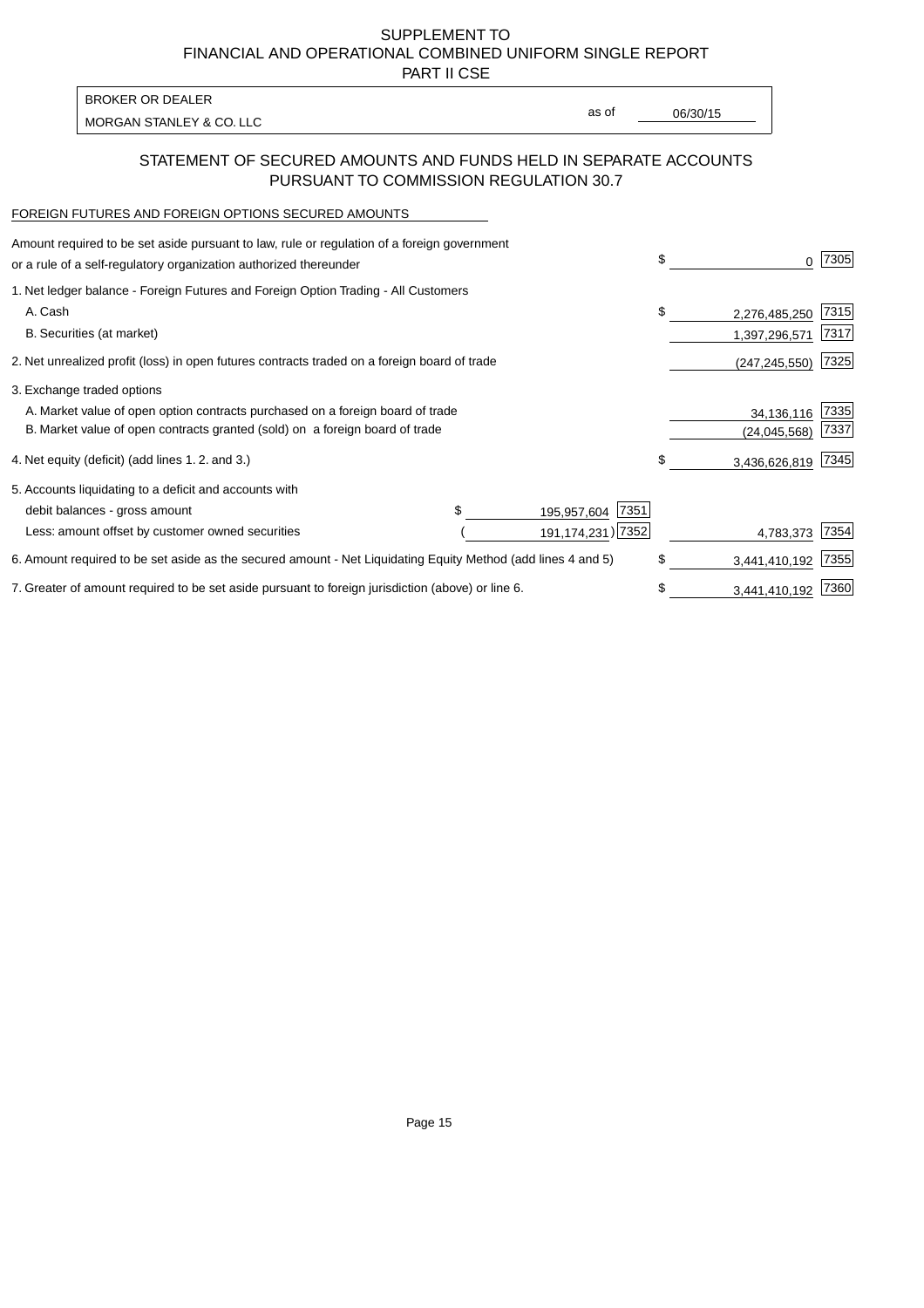SUPPLEMENT TO
FINANCIAL AND OPERATIONAL COMBINED UNIFORM SINGLE REPORT
PART II CSE

BROKER OR DEALER
MORGAN STANLEY & CO. LLC

as of 06/30/15

## STATEMENT OF SECURED AMOUNTS AND FUNDS HELD IN SEPARATE ACCOUNTS PURSUANT TO COMMISSION REGULATION 30.7

FOREIGN FUTURES AND FOREIGN OPTIONS SECURED AMOUNTS

| Description | | | Amount | Code |
|---|---|---|---|---|
| Amount required to be set aside pursuant to law, rule or regulation of a foreign government or a rule of a self-regulatory organization authorized thereunder | | | $ 0 | 7305 |
| 1. Net ledger balance - Foreign Futures and Foreign Option Trading - All Customers | | | | |
| A. Cash | | | $ 2,276,485,250 | 7315 |
| B. Securities (at market) | | | 1,397,296,571 | 7317 |
| 2. Net unrealized profit (loss) in open futures contracts traded on a foreign board of trade | | | (247,245,550) | 7325 |
| 3. Exchange traded options | | | | |
| A. Market value of open option contracts purchased on a foreign board of trade | | | 34,136,116 | 7335 |
| B. Market value of open contracts granted (sold) on a foreign board of trade | | | (24,045,568) | 7337 |
| 4. Net equity (deficit) (add lines 1. 2. and 3.) | | | $ 3,436,626,819 | 7345 |
| 5. Accounts liquidating to a deficit and accounts with | | | | |
| debit balances - gross amount | $ 195,957,604 | 7351 | | |
| Less: amount offset by customer owned securities | ( 191,174,231) | 7352 | 4,783,373 | 7354 |
| 6. Amount required to be set aside as the secured amount - Net Liquidating Equity Method (add lines 4 and 5) | | | $ 3,441,410,192 | 7355 |
| 7. Greater of amount required to be set aside pursuant to foreign jurisdiction (above) or line 6. | | | $ 3,441,410,192 | 7360 |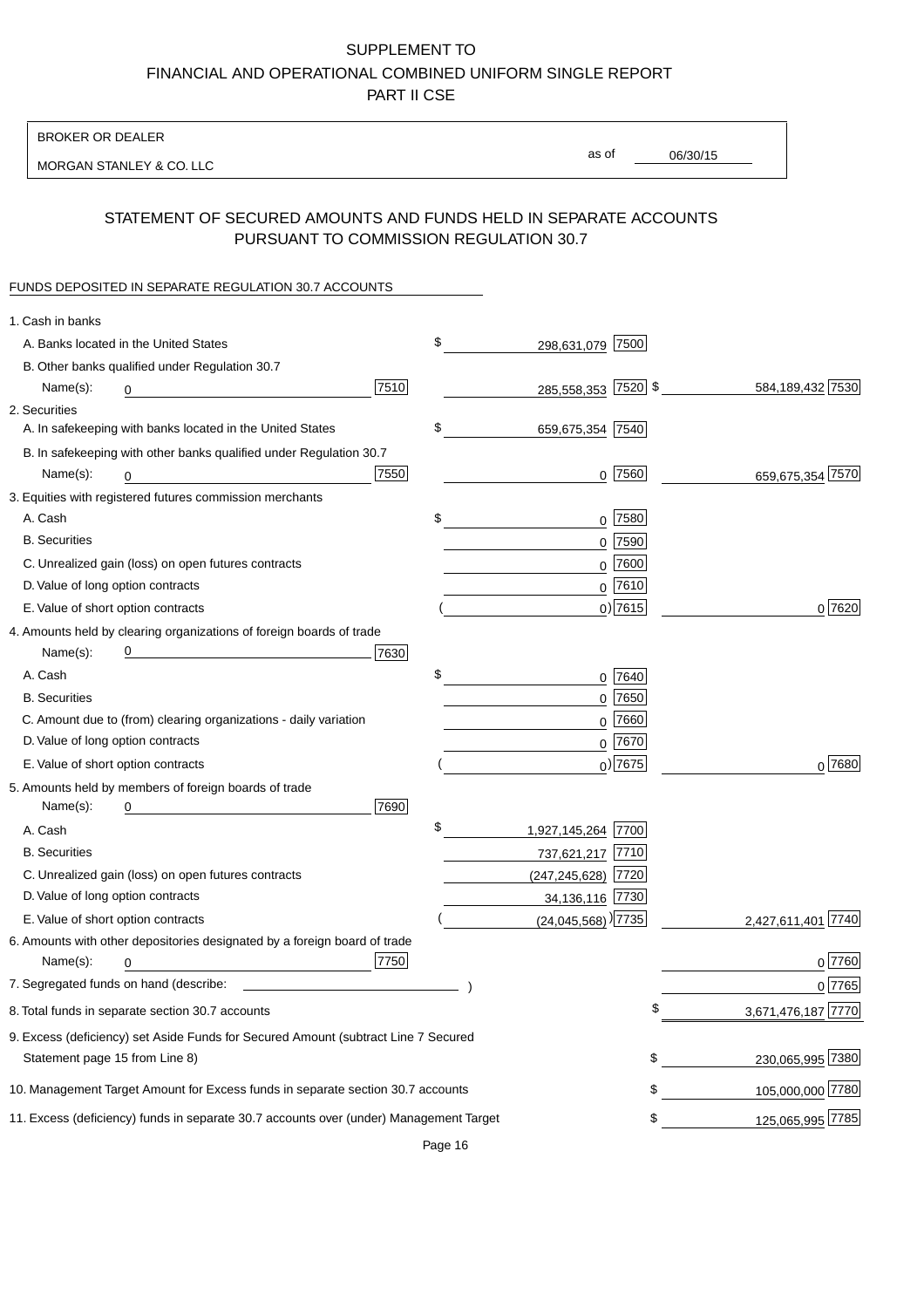# SUPPLEMENT TO
# FINANCIAL AND OPERATIONAL COMBINED UNIFORM SINGLE REPORT
# PART II CSE

BROKER OR DEALER

MORGAN STANLEY & CO. LLC

as of 06/30/15

## STATEMENT OF SECURED AMOUNTS AND FUNDS HELD IN SEPARATE ACCOUNTS PURSUANT TO COMMISSION REGULATION 30.7

FUNDS DEPOSITED IN SEPARATE REGULATION 30.7 ACCOUNTS

| | | | | |
|---|---|---|---|---|
| 1. Cash in banks | | | | |
| A. Banks located in the United States | | $ 298,631,079 | 7500 | |
| B. Other banks qualified under Regulation 30.7 Name(s): 0 | 7510 | 285,558,353 | 7520 | $ 584,189,432 7530 |
| 2. Securities | | | | |
| A. In safekeeping with banks located in the United States | | $ 659,675,354 | 7540 | |
| B. In safekeeping with other banks qualified under Regulation 30.7 Name(s): 0 | 7550 | 0 | 7560 | 659,675,354 7570 |
| 3. Equities with registered futures commission merchants | | | | |
| A. Cash | | $ 0 | 7580 | |
| B. Securities | | 0 | 7590 | |
| C. Unrealized gain (loss) on open futures contracts | | 0 | 7600 | |
| D. Value of long option contracts | | 0 | 7610 | |
| E. Value of short option contracts | | ( 0) | 7615 | 0 7620 |
| 4. Amounts held by clearing organizations of foreign boards of trade Name(s): 0 | 7630 | | | |
| A. Cash | | $ 0 | 7640 | |
| B. Securities | | 0 | 7650 | |
| C. Amount due to (from) clearing organizations - daily variation | | 0 | 7660 | |
| D. Value of long option contracts | | 0 | 7670 | |
| E. Value of short option contracts | | ( 0) | 7675 | 0 7680 |
| 5. Amounts held by members of foreign boards of trade Name(s): 0 | 7690 | | | |
| A. Cash | | $ 1,927,145,264 | 7700 | |
| B. Securities | | 737,621,217 | 7710 | |
| C. Unrealized gain (loss) on open futures contracts | | (247,245,628) | 7720 | |
| D. Value of long option contracts | | 34,136,116 | 7730 | |
| E. Value of short option contracts | | ( (24,045,568) ) | 7735 | 2,427,611,401 7740 |
| 6. Amounts with other depositories designated by a foreign board of trade Name(s): 0 | 7750 | | | 0 7760 |
| 7. Segregated funds on hand (describe: ) | | | | 0 7765 |
| 8. Total funds in separate section 30.7 accounts | | | | $ 3,671,476,187 7770 |
| 9. Excess (deficiency) set Aside Funds for Secured Amount (subtract Line 7 Secured Statement page 15 from Line 8) | | | | $ 230,065,995 7380 |
| 10. Management Target Amount for Excess funds in separate section 30.7 accounts | | | | $ 105,000,000 7780 |
| 11. Excess (deficiency) funds in separate 30.7 accounts over (under) Management Target | | | | $ 125,065,995 7785 |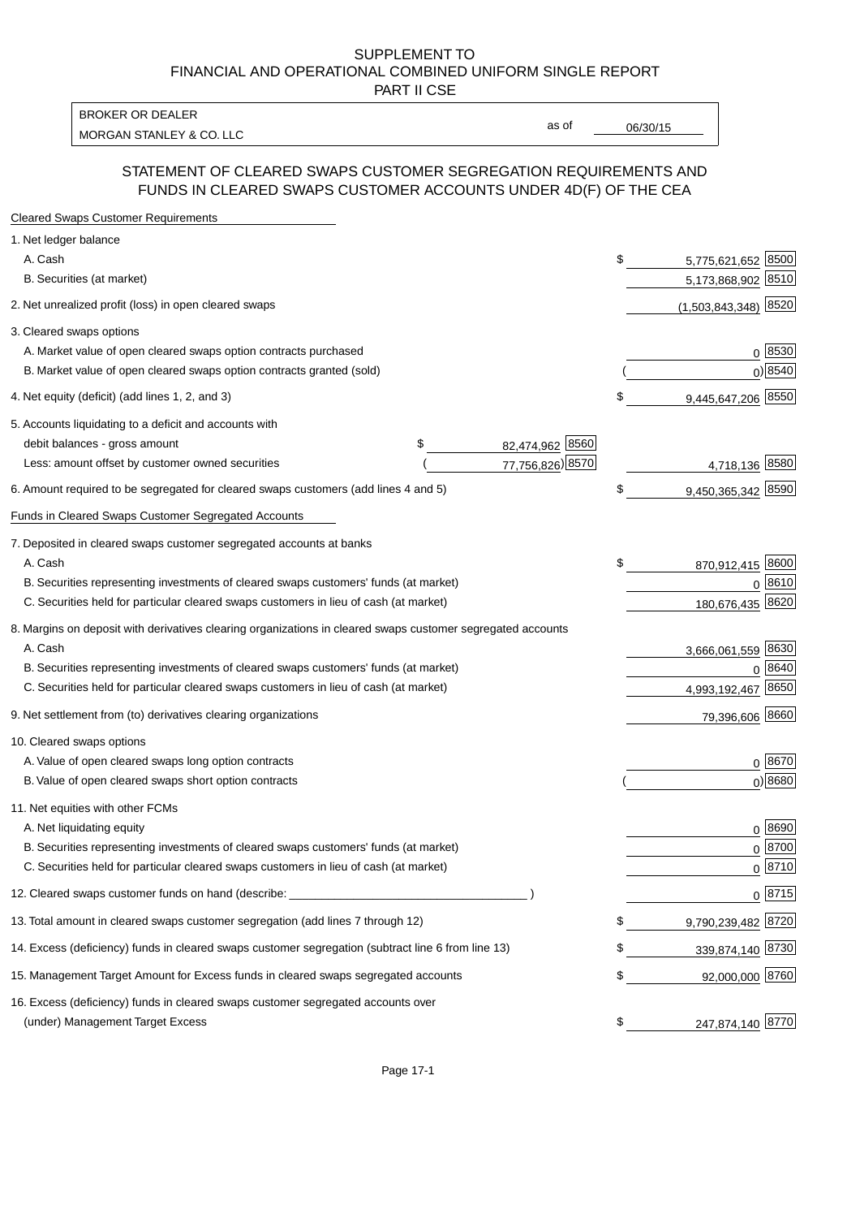SUPPLEMENT TO
FINANCIAL AND OPERATIONAL COMBINED UNIFORM SINGLE REPORT
PART II CSE

BROKER OR DEALER
MORGAN STANLEY & CO. LLC

as of 06/30/15

## STATEMENT OF CLEARED SWAPS CUSTOMER SEGREGATION REQUIREMENTS AND FUNDS IN CLEARED SWAPS CUSTOMER ACCOUNTS UNDER 4D(F) OF THE CEA

**Cleared Swaps Customer Requirements**

| | | | | |
|---|---|---|---|---|
| 1. Net ledger balance | | | | |
| A. Cash | | | $ 5,775,621,652 | 8500 |
| B. Securities (at market) | | | 5,173,868,902 | 8510 |
| 2. Net unrealized profit (loss) in open cleared swaps | | | (1,503,843,348) | 8520 |
| 3. Cleared swaps options | | | | |
| A. Market value of open cleared swaps option contracts purchased | | | 0 | 8530 |
| B. Market value of open cleared swaps option contracts granted (sold) | | | ( 0) | 8540 |
| 4. Net equity (deficit) (add lines 1, 2, and 3) | | | $ 9,445,647,206 | 8550 |
| 5. Accounts liquidating to a deficit and accounts with | | | | |
| debit balances - gross amount | $ 82,474,962 | 8560 | | |
| Less: amount offset by customer owned securities | ( 77,756,826) | 8570 | 4,718,136 | 8580 |
| 6. Amount required to be segregated for cleared swaps customers (add lines 4 and 5) | | | $ 9,450,365,342 | 8590 |

**Funds in Cleared Swaps Customer Segregated Accounts**

| | | |
|---|---|---|
| 7. Deposited in cleared swaps customer segregated accounts at banks | | |
| A. Cash | $ 870,912,415 | 8600 |
| B. Securities representing investments of cleared swaps customers' funds (at market) | 0 | 8610 |
| C. Securities held for particular cleared swaps customers in lieu of cash (at market) | 180,676,435 | 8620 |
| 8. Margins on deposit with derivatives clearing organizations in cleared swaps customer segregated accounts | | |
| A. Cash | 3,666,061,559 | 8630 |
| B. Securities representing investments of cleared swaps customers' funds (at market) | 0 | 8640 |
| C. Securities held for particular cleared swaps customers in lieu of cash (at market) | 4,993,192,467 | 8650 |
| 9. Net settlement from (to) derivatives clearing organizations | 79,396,606 | 8660 |
| 10. Cleared swaps options | | |
| A. Value of open cleared swaps long option contracts | 0 | 8670 |
| B. Value of open cleared swaps short option contracts | ( 0) | 8680 |
| 11. Net equities with other FCMs | | |
| A. Net liquidating equity | 0 | 8690 |
| B. Securities representing investments of cleared swaps customers' funds (at market) | 0 | 8700 |
| C. Securities held for particular cleared swaps customers in lieu of cash (at market) | 0 | 8710 |
| 12. Cleared swaps customer funds on hand (describe: ____________________ ) | 0 | 8715 |
| 13. Total amount in cleared swaps customer segregation (add lines 7 through 12) | $ 9,790,239,482 | 8720 |
| 14. Excess (deficiency) funds in cleared swaps customer segregation (subtract line 6 from line 13) | $ 339,874,140 | 8730 |
| 15. Management Target Amount for Excess funds in cleared swaps segregated accounts | $ 92,000,000 | 8760 |
| 16. Excess (deficiency) funds in cleared swaps customer segregated accounts over (under) Management Target Excess | $ 247,874,140 | 8770 |